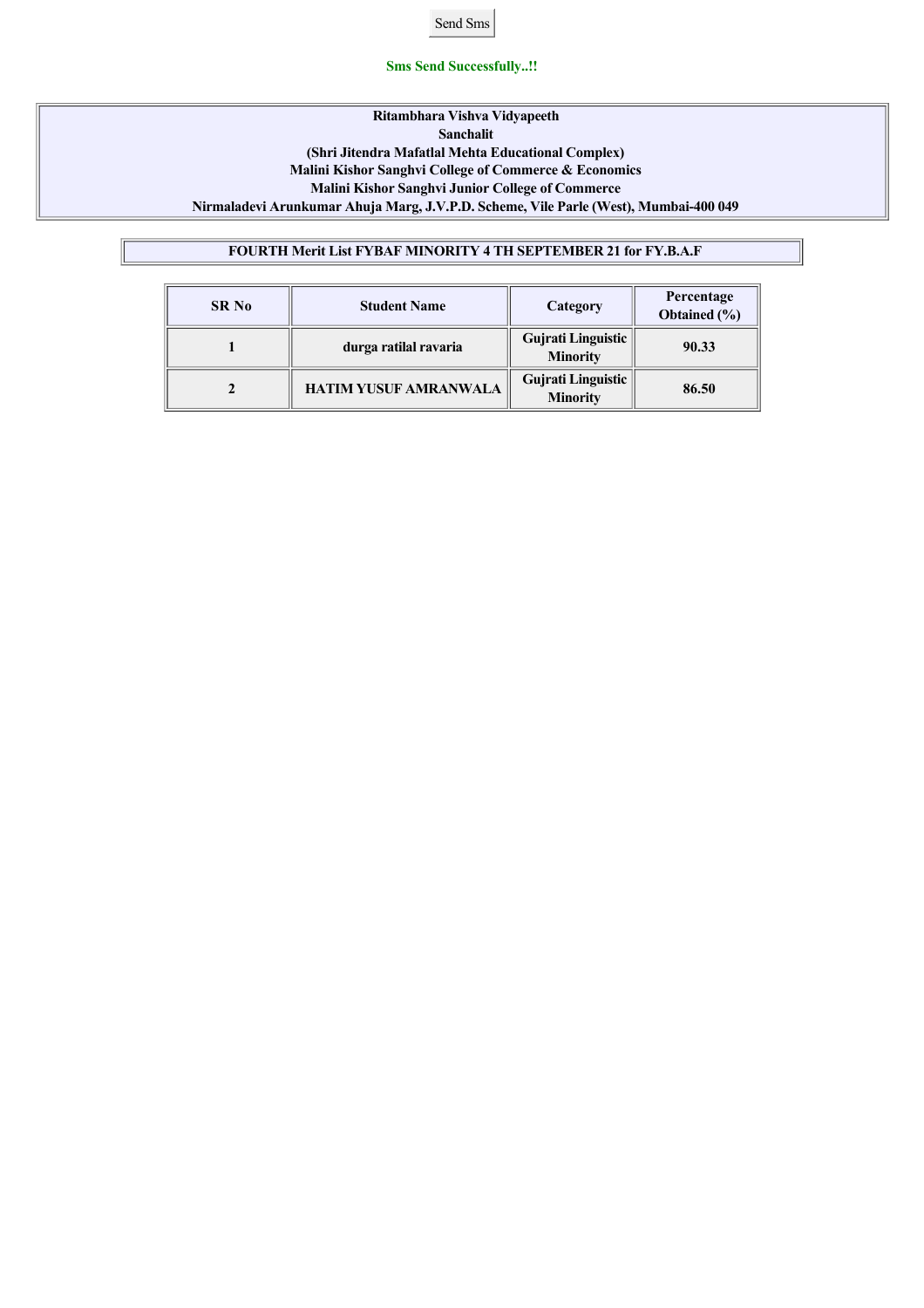Send Sms

**Sms Send Successfully..!!**

**Ritambhara Vishva Vidyapeeth**
**Sanchalit**
**(Shri Jitendra Mafatlal Mehta Educational Complex)**
**Malini Kishor Sanghvi College of Commerce & Economics**
**Malini Kishor Sanghvi Junior College of Commerce**
**Nirmaladevi Arunkumar Ahuja Marg, J.V.P.D. Scheme, Vile Parle (West), Mumbai-400 049**

**FOURTH Merit List FYBAF MINORITY 4 TH SEPTEMBER 21 for FY.B.A.F**

| SR No | Student Name | Category | Percentage Obtained (%) |
|---|---|---|---|
| 1 | durga ratilal ravaria | Gujrati Linguistic Minority | 90.33 |
| 2 | HATIM YUSUF AMRANWALA | Gujrati Linguistic Minority | 86.50 |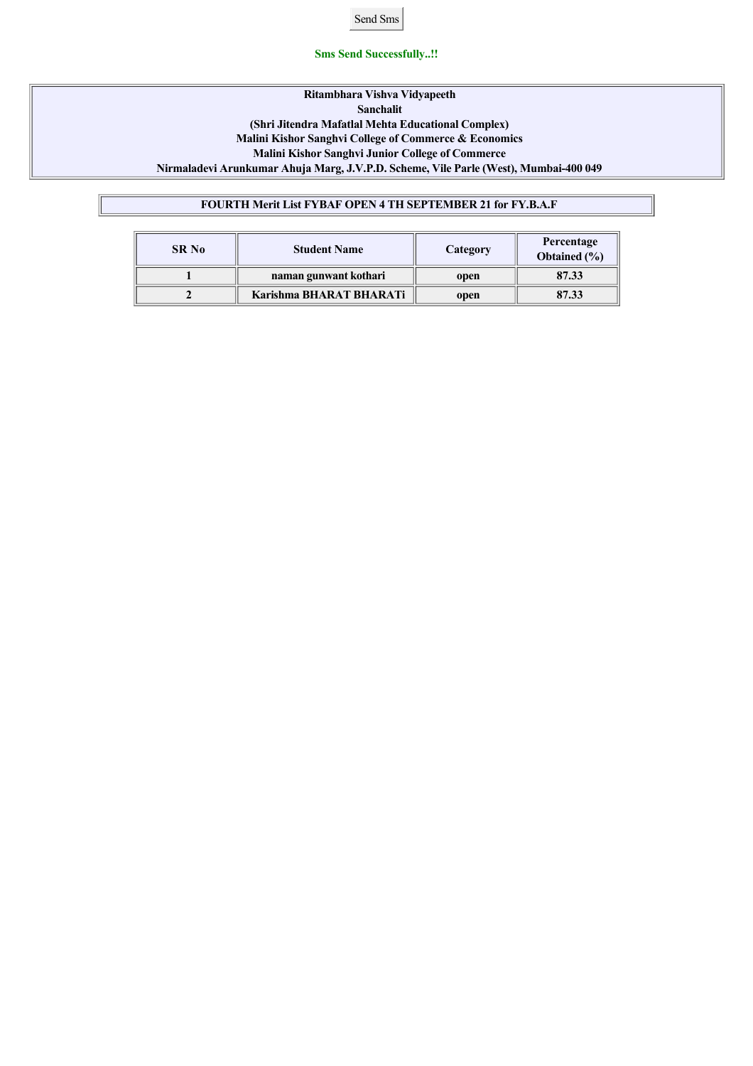Send Sms

**Sms Send Successfully..!!**

**Ritambhara Vishva Vidyapeeth**
**Sanchalit**
**(Shri Jitendra Mafatlal Mehta Educational Complex)**
**Malini Kishor Sanghvi College of Commerce & Economics**
**Malini Kishor Sanghvi Junior College of Commerce**
**Nirmaladevi Arunkumar Ahuja Marg, J.V.P.D. Scheme, Vile Parle (West), Mumbai-400 049**

**FOURTH Merit List FYBAF OPEN 4 TH SEPTEMBER 21 for FY.B.A.F**

| SR No | Student Name | Category | Percentage Obtained (%) |
|---|---|---|---|
| 1 | naman gunwant kothari | open | 87.33 |
| 2 | Karishma BHARAT BHARATi | open | 87.33 |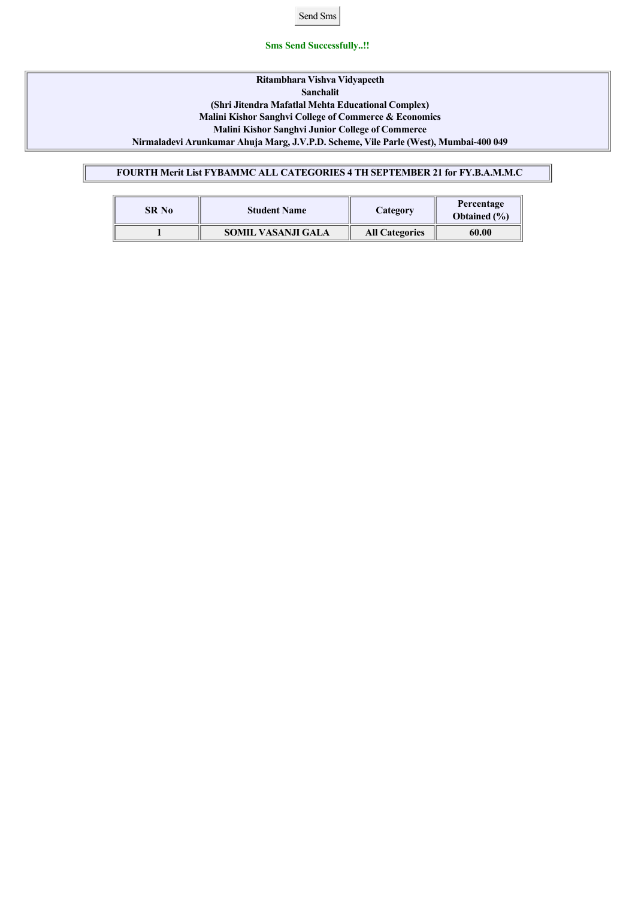Send Sms

**Sms Send Successfully..!!**

**Ritambhara Vishva Vidyapeeth**
**Sanchalit**
**(Shri Jitendra Mafatlal Mehta Educational Complex)**
**Malini Kishor Sanghvi College of Commerce & Economics**
**Malini Kishor Sanghvi Junior College of Commerce**
**Nirmaladevi Arunkumar Ahuja Marg, J.V.P.D. Scheme, Vile Parle (West), Mumbai-400 049**

**FOURTH Merit List FYBAMMC ALL CATEGORIES 4 TH SEPTEMBER 21 for FY.B.A.M.M.C**

| SR No | Student Name | Category | Percentage Obtained (%) |
|---|---|---|---|
| 1 | SOMIL VASANJI GALA | All Categories | 60.00 |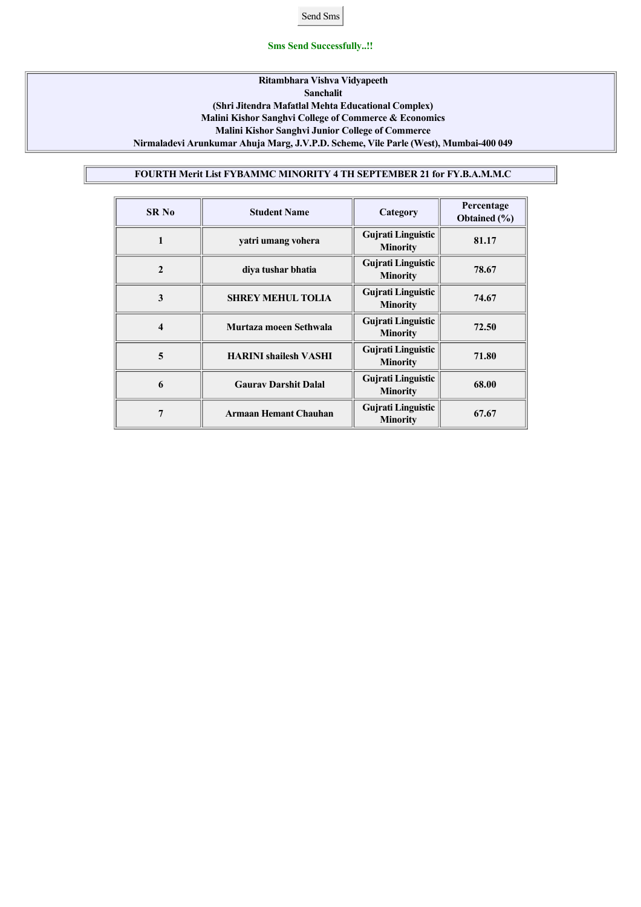Send Sms

**Sms Send Successfully..!!**

**Ritambhara Vishva Vidyapeeth**
**Sanchalit**
**(Shri Jitendra Mafatlal Mehta Educational Complex)**
**Malini Kishor Sanghvi College of Commerce & Economics**
**Malini Kishor Sanghvi Junior College of Commerce**
**Nirmaladevi Arunkumar Ahuja Marg, J.V.P.D. Scheme, Vile Parle (West), Mumbai-400 049**

**FOURTH Merit List FYBAMMC MINORITY 4 TH SEPTEMBER 21 for FY.B.A.M.M.C**

| SR No | Student Name | Category | Percentage Obtained (%) |
|---|---|---|---|
| 1 | yatri umang vohera | Gujrati Linguistic Minority | 81.17 |
| 2 | diya tushar bhatia | Gujrati Linguistic Minority | 78.67 |
| 3 | SHREY MEHUL TOLIA | Gujrati Linguistic Minority | 74.67 |
| 4 | Murtaza moeen Sethwala | Gujrati Linguistic Minority | 72.50 |
| 5 | HARINI shailesh VASHI | Gujrati Linguistic Minority | 71.80 |
| 6 | Gaurav Darshit Dalal | Gujrati Linguistic Minority | 68.00 |
| 7 | Armaan Hemant Chauhan | Gujrati Linguistic Minority | 67.67 |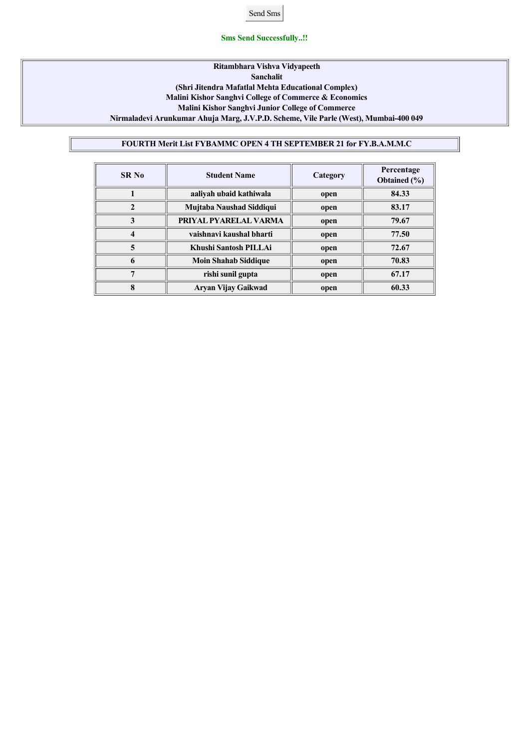Send Sms

**Sms Send Successfully..!!**

**Ritambhara Vishva Vidyapeeth**
**Sanchalit**
**(Shri Jitendra Mafatlal Mehta Educational Complex)**
**Malini Kishor Sanghvi College of Commerce & Economics**
**Malini Kishor Sanghvi Junior College of Commerce**
**Nirmaladevi Arunkumar Ahuja Marg, J.V.P.D. Scheme, Vile Parle (West), Mumbai-400 049**

**FOURTH Merit List FYBAMMC OPEN 4 TH SEPTEMBER 21 for FY.B.A.M.M.C**

| SR No | Student Name | Category | Percentage Obtained (%) |
|---|---|---|---|
| 1 | aaliyah ubaid kathiwala | open | 84.33 |
| 2 | Mujtaba Naushad Siddiqui | open | 83.17 |
| 3 | PRIYAL PYARELAL VARMA | open | 79.67 |
| 4 | vaishnavi kaushal bharti | open | 77.50 |
| 5 | Khushi Santosh PILLAi | open | 72.67 |
| 6 | Moin Shahab Siddique | open | 70.83 |
| 7 | rishi sunil gupta | open | 67.17 |
| 8 | Aryan Vijay Gaikwad | open | 60.33 |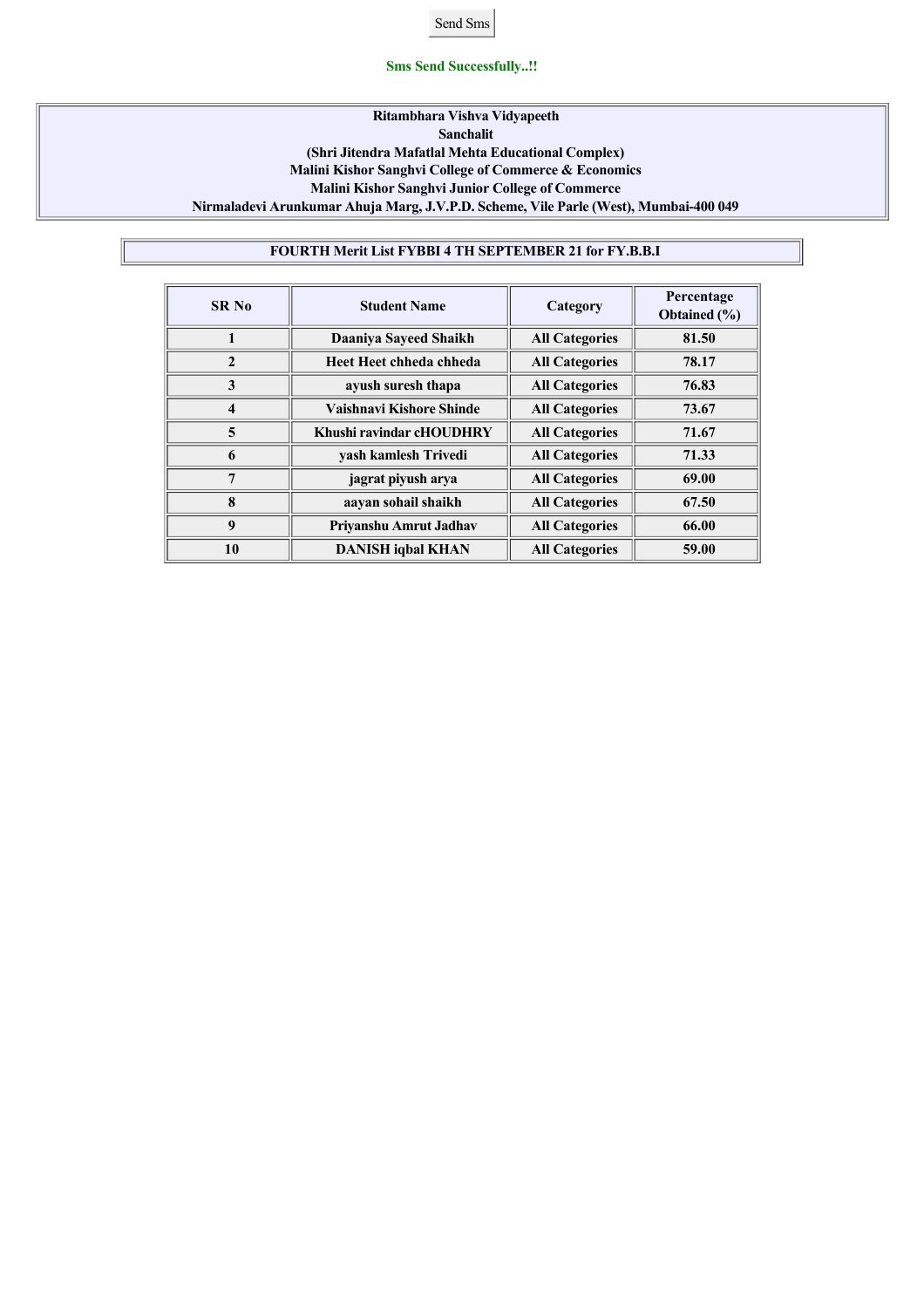Send Sms

**Sms Send Successfully..!!**

**Ritambhara Vishva Vidyapeeth**
**Sanchalit**
**(Shri Jitendra Mafatlal Mehta Educational Complex)**
**Malini Kishor Sanghvi College of Commerce & Economics**
**Malini Kishor Sanghvi Junior College of Commerce**
**Nirmaladevi Arunkumar Ahuja Marg, J.V.P.D. Scheme, Vile Parle (West), Mumbai-400 049**

**FOURTH Merit List FYBBI 4 TH SEPTEMBER 21 for FY.B.B.I**

| SR No | Student Name | Category | Percentage Obtained (%) |
|---|---|---|---|
| 1 | Daaniya Sayeed Shaikh | All Categories | 81.50 |
| 2 | Heet Heet chheda chheda | All Categories | 78.17 |
| 3 | ayush suresh thapa | All Categories | 76.83 |
| 4 | Vaishnavi Kishore Shinde | All Categories | 73.67 |
| 5 | Khushi ravindar cHOUDHRY | All Categories | 71.67 |
| 6 | yash kamlesh Trivedi | All Categories | 71.33 |
| 7 | jagrat piyush arya | All Categories | 69.00 |
| 8 | aayan sohail shaikh | All Categories | 67.50 |
| 9 | Priyanshu Amrut Jadhav | All Categories | 66.00 |
| 10 | DANISH iqbal KHAN | All Categories | 59.00 |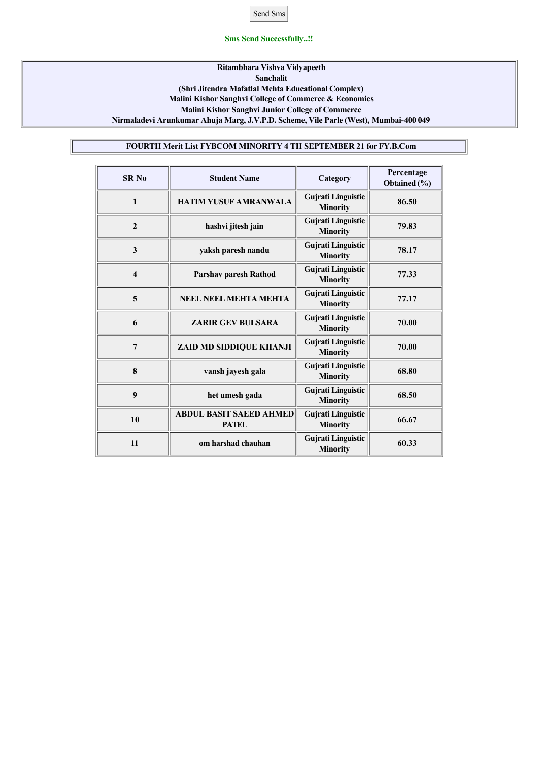Send Sms

**Sms Send Successfully..!!**

**Ritambhara Vishva Vidyapeeth**
**Sanchalit**
**(Shri Jitendra Mafatlal Mehta Educational Complex)**
**Malini Kishor Sanghvi College of Commerce & Economics**
**Malini Kishor Sanghvi Junior College of Commerce**
**Nirmaladevi Arunkumar Ahuja Marg, J.V.P.D. Scheme, Vile Parle (West), Mumbai-400 049**

**FOURTH Merit List FYBCOM MINORITY 4 TH SEPTEMBER 21 for FY.B.Com**

| SR No | Student Name | Category | Percentage Obtained (%) |
|---|---|---|---|
| 1 | HATIM YUSUF AMRANWALA | Gujrati Linguistic Minority | 86.50 |
| 2 | hashvi jitesh jain | Gujrati Linguistic Minority | 79.83 |
| 3 | yaksh paresh nandu | Gujrati Linguistic Minority | 78.17 |
| 4 | Parshav paresh Rathod | Gujrati Linguistic Minority | 77.33 |
| 5 | NEEL NEEL MEHTA MEHTA | Gujrati Linguistic Minority | 77.17 |
| 6 | ZARIR GEV BULSARA | Gujrati Linguistic Minority | 70.00 |
| 7 | ZAID MD SIDDIQUE KHANJI | Gujrati Linguistic Minority | 70.00 |
| 8 | vansh jayesh gala | Gujrati Linguistic Minority | 68.80 |
| 9 | het umesh gada | Gujrati Linguistic Minority | 68.50 |
| 10 | ABDUL BASIT SAEED AHMED PATEL | Gujrati Linguistic Minority | 66.67 |
| 11 | om harshad chauhan | Gujrati Linguistic Minority | 60.33 |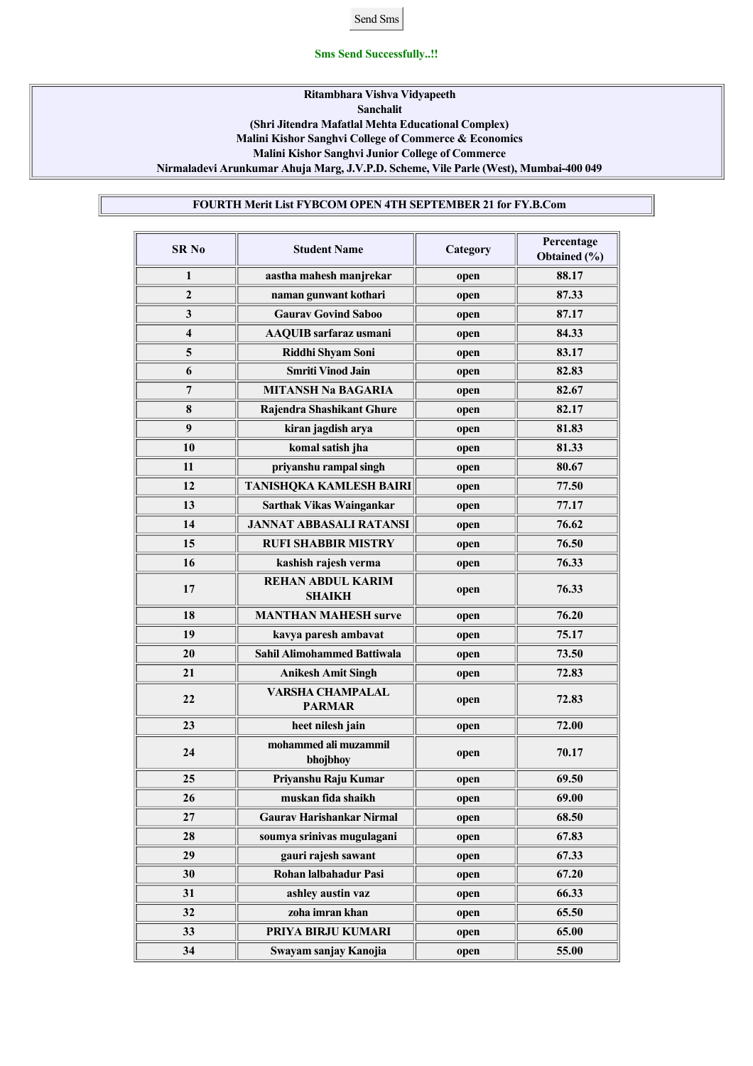Send Sms

**Sms Send Successfully..!!**

| Ritambhara Vishva Vidyapeeth<br>Sanchalit<br>(Shri Jitendra Mafatlal Mehta Educational Complex)<br>Malini Kishor Sanghvi College of Commerce & Economics<br>Malini Kishor Sanghvi Junior College of Commerce<br>Nirmaladevi Arunkumar Ahuja Marg, J.V.P.D. Scheme, Vile Parle (West), Mumbai-400 049 |
|---|

| FOURTH Merit List FYBCOM OPEN 4TH SEPTEMBER 21 for FY.B.Com |
|---|

| SR No | Student Name | Category | Percentage Obtained (%) |
|---|---|---|---|
| 1 | aastha mahesh manjrekar | open | 88.17 |
| 2 | naman gunwant kothari | open | 87.33 |
| 3 | Gaurav Govind Saboo | open | 87.17 |
| 4 | AAQUIB sarfaraz usmani | open | 84.33 |
| 5 | Riddhi Shyam Soni | open | 83.17 |
| 6 | Smriti Vinod Jain | open | 82.83 |
| 7 | MITANSH Na BAGARIA | open | 82.67 |
| 8 | Rajendra Shashikant Ghure | open | 82.17 |
| 9 | kiran jagdish arya | open | 81.83 |
| 10 | komal satish jha | open | 81.33 |
| 11 | priyanshu rampal singh | open | 80.67 |
| 12 | TANISHQKA KAMLESH BAIRI | open | 77.50 |
| 13 | Sarthak Vikas Waingankar | open | 77.17 |
| 14 | JANNAT ABBASALI RATANSI | open | 76.62 |
| 15 | RUFI SHABBIR MISTRY | open | 76.50 |
| 16 | kashish rajesh verma | open | 76.33 |
| 17 | REHAN ABDUL KARIM SHAIKH | open | 76.33 |
| 18 | MANTHAN MAHESH surve | open | 76.20 |
| 19 | kavya paresh ambavat | open | 75.17 |
| 20 | Sahil Alimohammed Battiwala | open | 73.50 |
| 21 | Anikesh Amit Singh | open | 72.83 |
| 22 | VARSHA CHAMPALAL PARMAR | open | 72.83 |
| 23 | heet nilesh jain | open | 72.00 |
| 24 | mohammed ali muzammil bhojbhoy | open | 70.17 |
| 25 | Priyanshu Raju Kumar | open | 69.50 |
| 26 | muskan fida shaikh | open | 69.00 |
| 27 | Gaurav Harishankar Nirmal | open | 68.50 |
| 28 | soumya srinivas mugulagani | open | 67.83 |
| 29 | gauri rajesh sawant | open | 67.33 |
| 30 | Rohan lalbahadur Pasi | open | 67.20 |
| 31 | ashley austin vaz | open | 66.33 |
| 32 | zoha imran khan | open | 65.50 |
| 33 | PRIYA BIRJU KUMARI | open | 65.00 |
| 34 | Swayam sanjay Kanojia | open | 55.00 |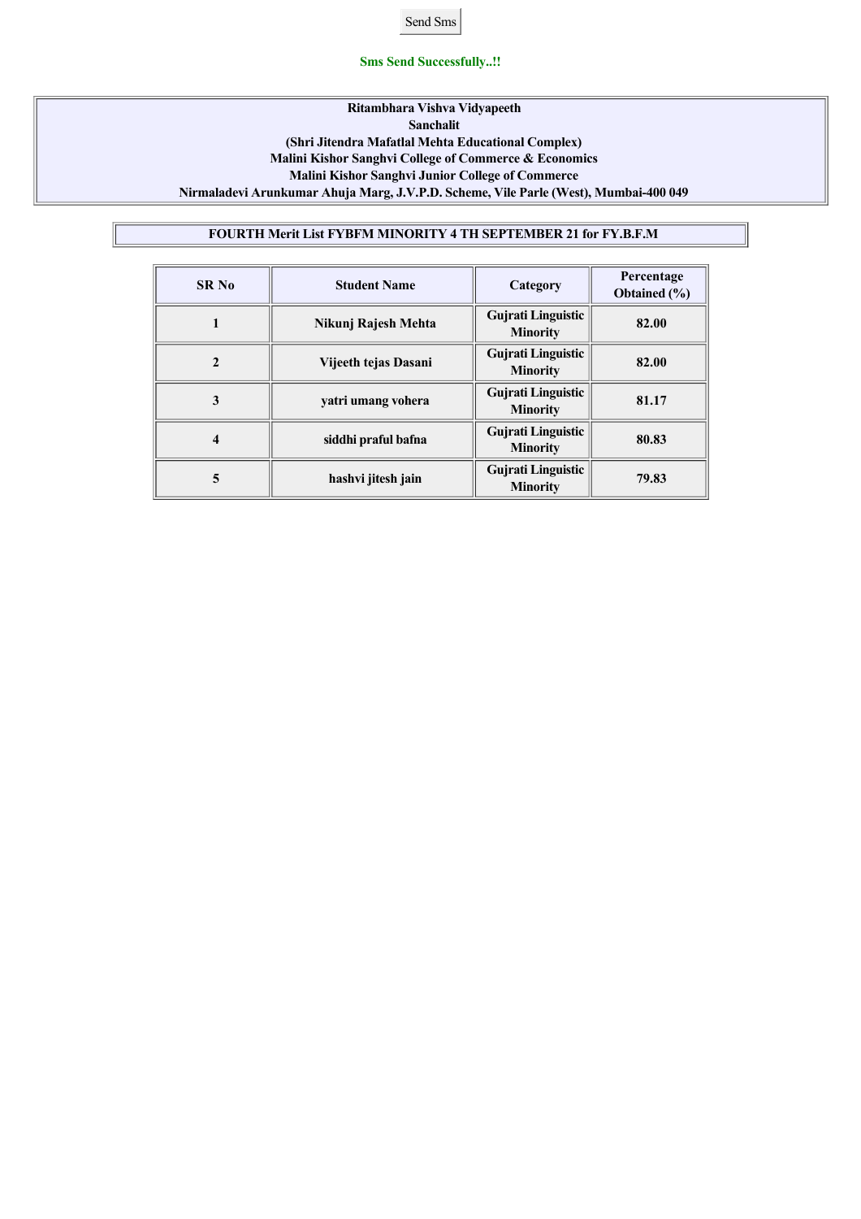Send Sms

**Sms Send Successfully..!!**

**Ritambhara Vishva Vidyapeeth**
**Sanchalit**
**(Shri Jitendra Mafatlal Mehta Educational Complex)**
**Malini Kishor Sanghvi College of Commerce & Economics**
**Malini Kishor Sanghvi Junior College of Commerce**
**Nirmaladevi Arunkumar Ahuja Marg, J.V.P.D. Scheme, Vile Parle (West), Mumbai-400 049**

**FOURTH Merit List FYBFM MINORITY 4 TH SEPTEMBER 21 for FY.B.F.M**

| SR No | Student Name | Category | Percentage Obtained (%) |
|---|---|---|---|
| 1 | Nikunj Rajesh Mehta | Gujrati Linguistic Minority | 82.00 |
| 2 | Vijeeth tejas Dasani | Gujrati Linguistic Minority | 82.00 |
| 3 | yatri umang vohera | Gujrati Linguistic Minority | 81.17 |
| 4 | siddhi praful bafna | Gujrati Linguistic Minority | 80.83 |
| 5 | hashvi jitesh jain | Gujrati Linguistic Minority | 79.83 |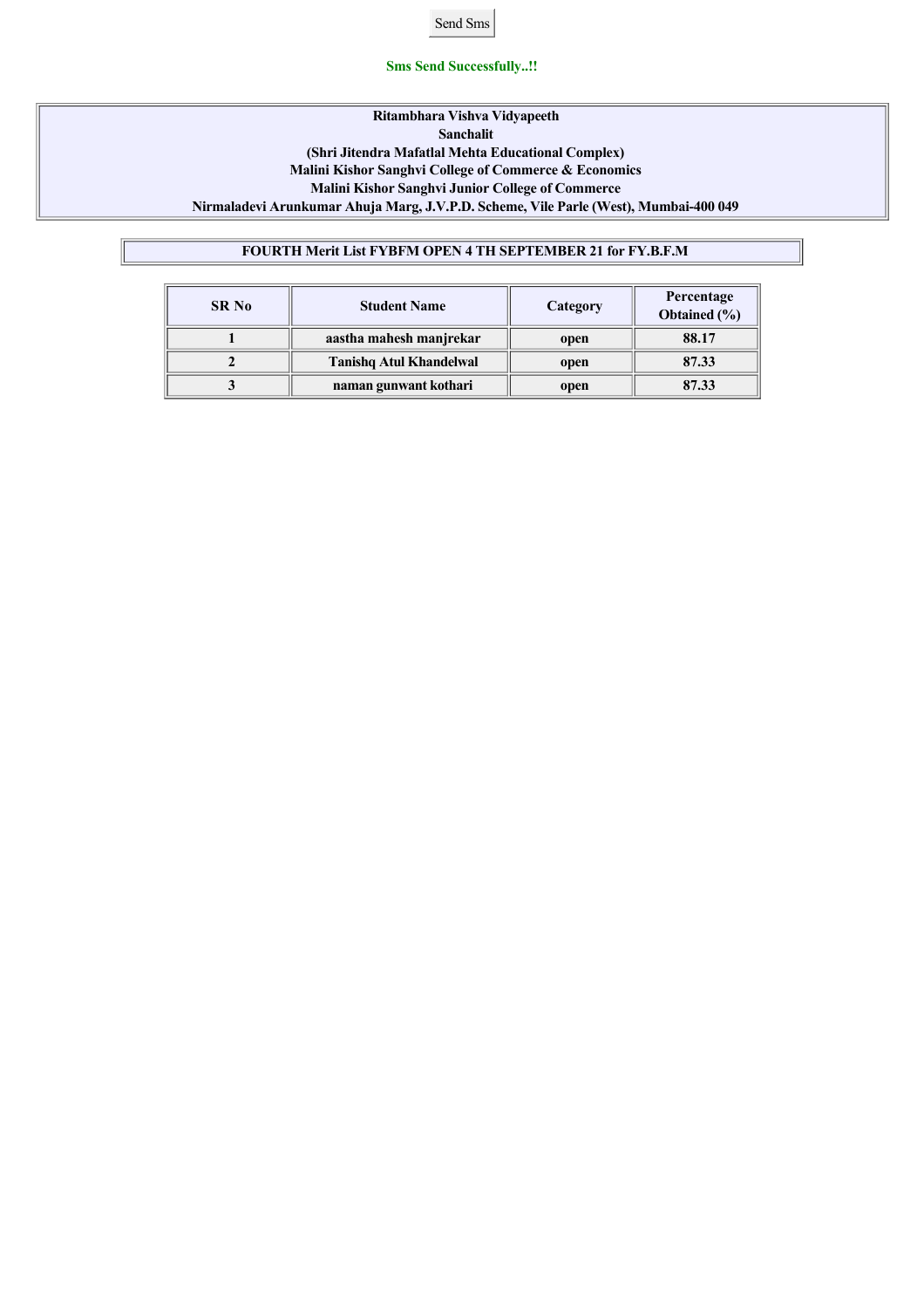Send Sms

**Sms Send Successfully..!!**

**Ritambhara Vishva Vidyapeeth**
**Sanchalit**
**(Shri Jitendra Mafatlal Mehta Educational Complex)**
**Malini Kishor Sanghvi College of Commerce & Economics**
**Malini Kishor Sanghvi Junior College of Commerce**
**Nirmaladevi Arunkumar Ahuja Marg, J.V.P.D. Scheme, Vile Parle (West), Mumbai-400 049**

**FOURTH Merit List FYBFM OPEN 4 TH SEPTEMBER 21 for FY.B.F.M**

| SR No | Student Name | Category | Percentage Obtained (%) |
|---|---|---|---|
| 1 | aastha mahesh manjrekar | open | 88.17 |
| 2 | Tanishq Atul Khandelwal | open | 87.33 |
| 3 | naman gunwant kothari | open | 87.33 |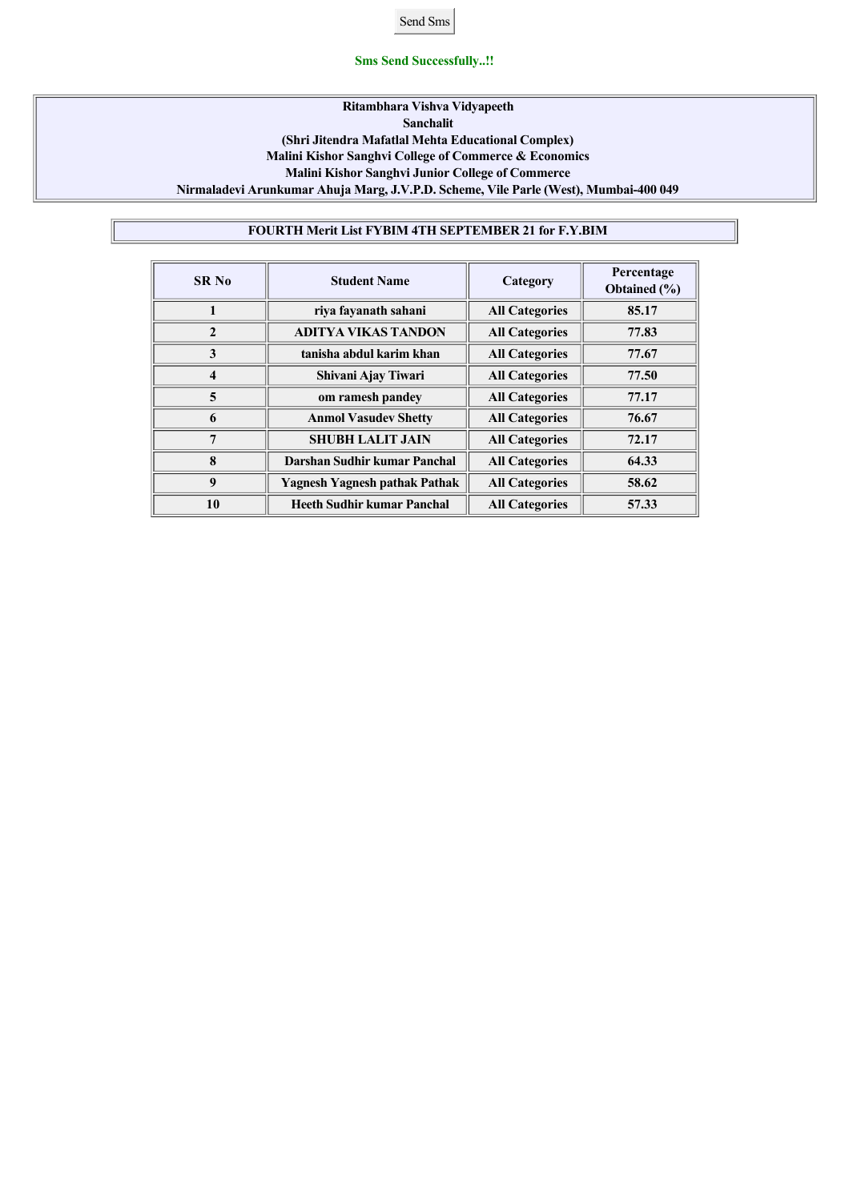Send Sms

**Sms Send Successfully..!!**

**Ritambhara Vishva Vidyapeeth**
**Sanchalit**
**(Shri Jitendra Mafatlal Mehta Educational Complex)**
**Malini Kishor Sanghvi College of Commerce & Economics**
**Malini Kishor Sanghvi Junior College of Commerce**
**Nirmaladevi Arunkumar Ahuja Marg, J.V.P.D. Scheme, Vile Parle (West), Mumbai-400 049**

**FOURTH Merit List FYBIM 4TH SEPTEMBER 21 for F.Y.BIM**

| SR No | Student Name | Category | Percentage Obtained (%) |
|---|---|---|---|
| 1 | riya fayanath sahani | All Categories | 85.17 |
| 2 | ADITYA VIKAS TANDON | All Categories | 77.83 |
| 3 | tanisha abdul karim khan | All Categories | 77.67 |
| 4 | Shivani Ajay Tiwari | All Categories | 77.50 |
| 5 | om ramesh pandey | All Categories | 77.17 |
| 6 | Anmol Vasudev Shetty | All Categories | 76.67 |
| 7 | SHUBH LALIT JAIN | All Categories | 72.17 |
| 8 | Darshan Sudhir kumar Panchal | All Categories | 64.33 |
| 9 | Yagnesh Yagnesh pathak Pathak | All Categories | 58.62 |
| 10 | Heeth Sudhir kumar Panchal | All Categories | 57.33 |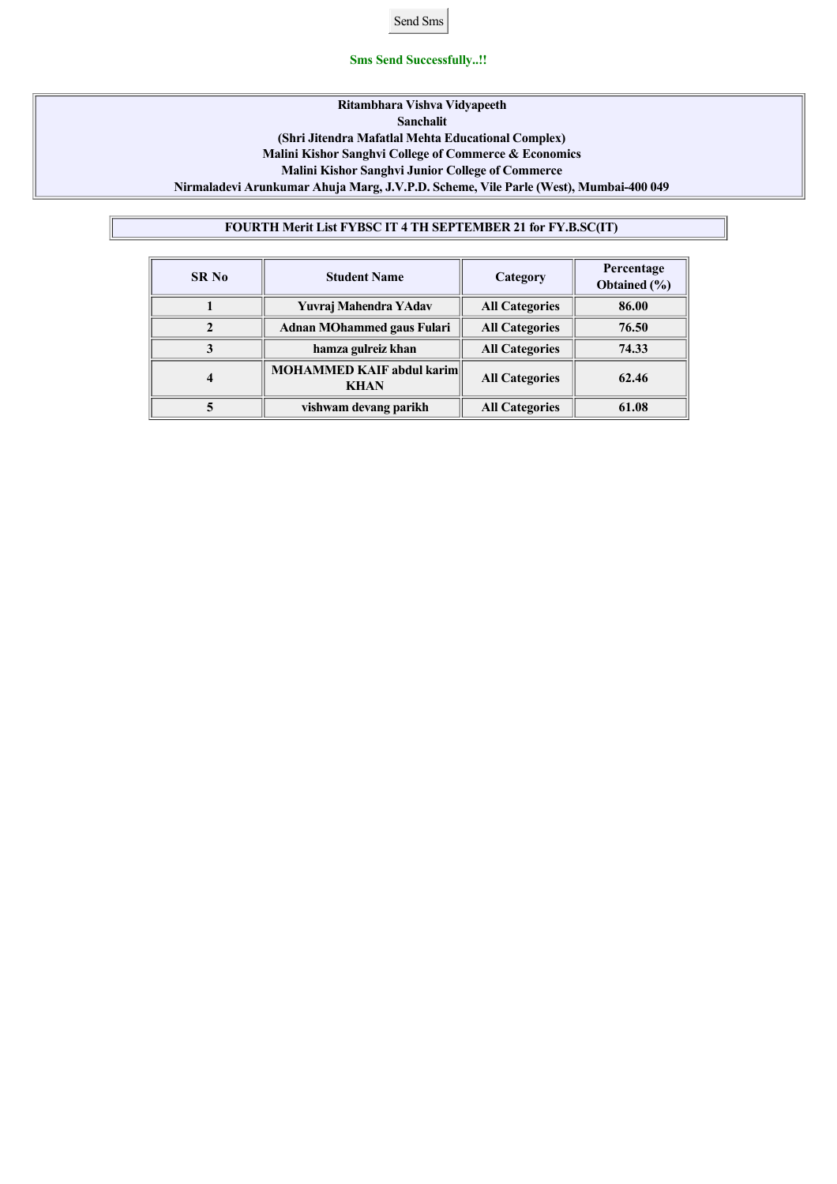Send Sms

**Sms Send Successfully..!!**

**Ritambhara Vishva Vidyapeeth**
**Sanchalit**
**(Shri Jitendra Mafatlal Mehta Educational Complex)**
**Malini Kishor Sanghvi College of Commerce & Economics**
**Malini Kishor Sanghvi Junior College of Commerce**
**Nirmaladevi Arunkumar Ahuja Marg, J.V.P.D. Scheme, Vile Parle (West), Mumbai-400 049**

**FOURTH Merit List FYBSC IT 4 TH SEPTEMBER 21 for FY.B.SC(IT)**

| SR No | Student Name | Category | Percentage Obtained (%) |
|---|---|---|---|
| 1 | Yuvraj Mahendra YAdav | All Categories | 86.00 |
| 2 | Adnan MOhammed gaus Fulari | All Categories | 76.50 |
| 3 | hamza gulreiz khan | All Categories | 74.33 |
| 4 | MOHAMMED KAIF abdul karim KHAN | All Categories | 62.46 |
| 5 | vishwam devang parikh | All Categories | 61.08 |